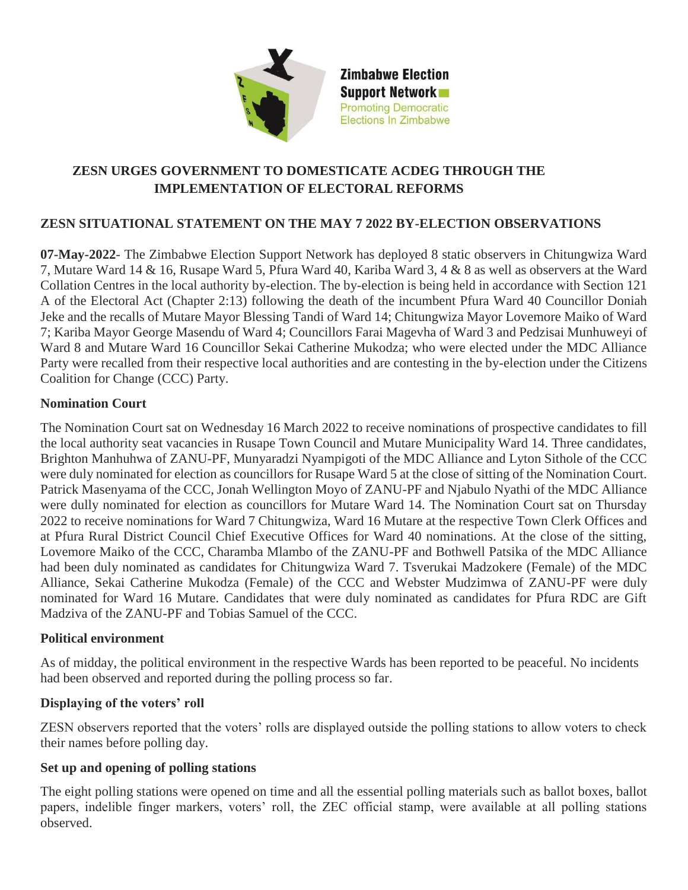Zimbabwe Election Support Network
Promoting Democratic Elections In Zimbabwe

## ZESN URGES GOVERNMENT TO DOMESTICATE ACDEG THROUGH THE IMPLEMENTATION OF ELECTORAL REFORMS

## ZESN SITUATIONAL STATEMENT ON THE MAY 7 2022 BY-ELECTION OBSERVATIONS

**07-May-2022**- The Zimbabwe Election Support Network has deployed 8 static observers in Chitungwiza Ward 7, Mutare Ward 14 & 16, Rusape Ward 5, Pfura Ward 40, Kariba Ward 3, 4 & 8 as well as observers at the Ward Collation Centres in the local authority by-election. The by-election is being held in accordance with Section 121 A of the Electoral Act (Chapter 2:13) following the death of the incumbent Pfura Ward 40 Councillor Doniah Jeke and the recalls of Mutare Mayor Blessing Tandi of Ward 14; Chitungwiza Mayor Lovemore Maiko of Ward 7; Kariba Mayor George Masendu of Ward 4; Councillors Farai Magevha of Ward 3 and Pedzisai Munhuweyi of Ward 8 and Mutare Ward 16 Councillor Sekai Catherine Mukodza; who were elected under the MDC Alliance Party were recalled from their respective local authorities and are contesting in the by-election under the Citizens Coalition for Change (CCC) Party.

### Nomination Court

The Nomination Court sat on Wednesday 16 March 2022 to receive nominations of prospective candidates to fill the local authority seat vacancies in Rusape Town Council and Mutare Municipality Ward 14. Three candidates, Brighton Manhuhwa of ZANU-PF, Munyaradzi Nyampigoti of the MDC Alliance and Lyton Sithole of the CCC were duly nominated for election as councillors for Rusape Ward 5 at the close of sitting of the Nomination Court. Patrick Masenyama of the CCC, Jonah Wellington Moyo of ZANU-PF and Njabulo Nyathi of the MDC Alliance were dully nominated for election as councillors for Mutare Ward 14. The Nomination Court sat on Thursday 2022 to receive nominations for Ward 7 Chitungwiza, Ward 16 Mutare at the respective Town Clerk Offices and at Pfura Rural District Council Chief Executive Offices for Ward 40 nominations. At the close of the sitting, Lovemore Maiko of the CCC, Charamba Mlambo of the ZANU-PF and Bothwell Patsika of the MDC Alliance had been duly nominated as candidates for Chitungwiza Ward 7. Tsverukai Madzokere (Female) of the MDC Alliance, Sekai Catherine Mukodza (Female) of the CCC and Webster Mudzimwa of ZANU-PF were duly nominated for Ward 16 Mutare. Candidates that were duly nominated as candidates for Pfura RDC are Gift Madziva of the ZANU-PF and Tobias Samuel of the CCC.

### Political environment

As of midday, the political environment in the respective Wards has been reported to be peaceful. No incidents had been observed and reported during the polling process so far.

### Displaying of the voters' roll

ZESN observers reported that the voters' rolls are displayed outside the polling stations to allow voters to check their names before polling day.

### Set up and opening of polling stations

The eight polling stations were opened on time and all the essential polling materials such as ballot boxes, ballot papers, indelible finger markers, voters' roll, the ZEC official stamp, were available at all polling stations observed.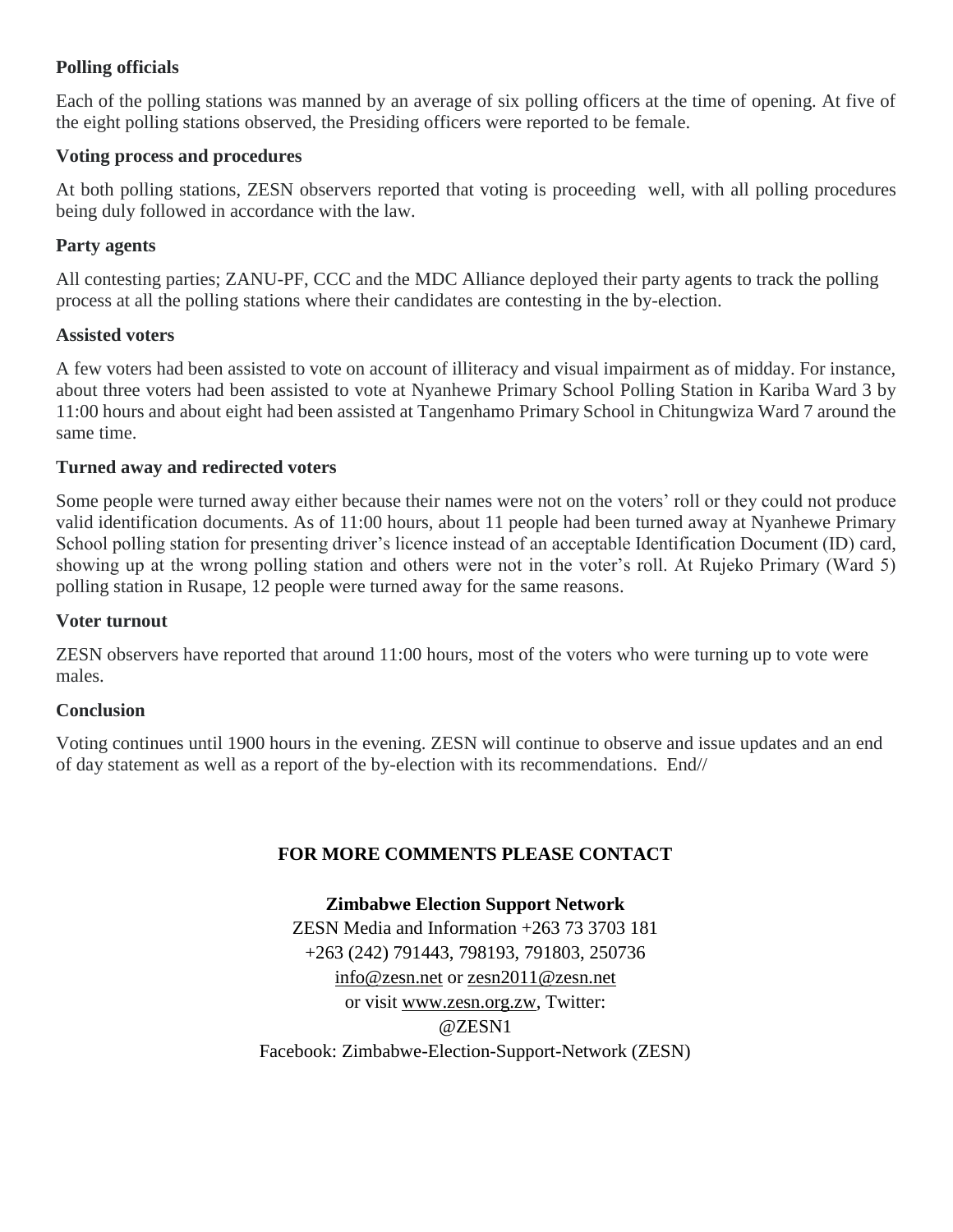**Polling officials**

Each of the polling stations was manned by an average of six polling officers at the time of opening. At five of the eight polling stations observed, the Presiding officers were reported to be female.

**Voting process and procedures**

At both polling stations, ZESN observers reported that voting is proceeding well, with all polling procedures being duly followed in accordance with the law.

**Party agents**

All contesting parties; ZANU-PF, CCC and the MDC Alliance deployed their party agents to track the polling process at all the polling stations where their candidates are contesting in the by-election.

**Assisted voters**

A few voters had been assisted to vote on account of illiteracy and visual impairment as of midday. For instance, about three voters had been assisted to vote at Nyanhewe Primary School Polling Station in Kariba Ward 3 by 11:00 hours and about eight had been assisted at Tangenhamo Primary School in Chitungwiza Ward 7 around the same time.

**Turned away and redirected voters**

Some people were turned away either because their names were not on the voters' roll or they could not produce valid identification documents. As of 11:00 hours, about 11 people had been turned away at Nyanhewe Primary School polling station for presenting driver's licence instead of an acceptable Identification Document (ID) card, showing up at the wrong polling station and others were not in the voter's roll. At Rujeko Primary (Ward 5) polling station in Rusape, 12 people were turned away for the same reasons.

**Voter turnout**

ZESN observers have reported that around 11:00 hours, most of the voters who were turning up to vote were males.

**Conclusion**

Voting continues until 1900 hours in the evening. ZESN will continue to observe and issue updates and an end of day statement as well as a report of the by-election with its recommendations. End//

**FOR MORE COMMENTS PLEASE CONTACT**

**Zimbabwe Election Support Network**

ZESN Media and Information +263 73 3703 181

+263 (242) 791443, 798193, 791803, 250736

info@zesn.net or zesn2011@zesn.net

or visit www.zesn.org.zw, Twitter:

@ZESN1

Facebook: Zimbabwe-Election-Support-Network (ZESN)